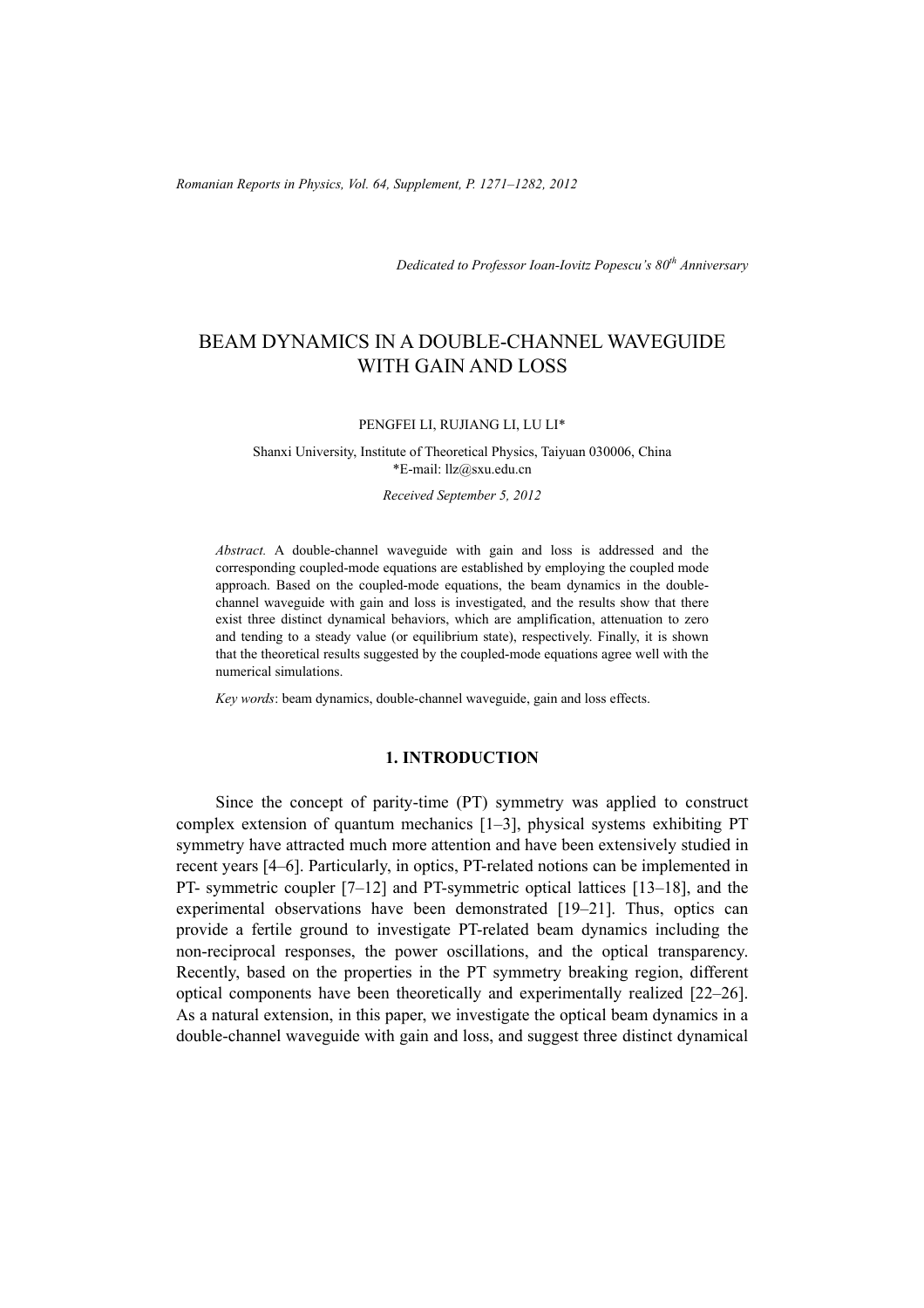*Dedicated to Professor Ioan-Iovitz Popescu's 80th Anniversary*

# BEAM DYNAMICS IN A DOUBLE-CHANNEL WAVEGUIDE WITH GAIN AND LOSS

PENGFEI LI, RUJIANG LI, LU LI*

Shanxi University, Institute of Theoretical Physics, Taiyuan 030006, China
*E-mail: llz@sxu.edu.cn

*Received September 5, 2012*

*Abstract.* A double-channel waveguide with gain and loss is addressed and the corresponding coupled-mode equations are established by employing the coupled mode approach. Based on the coupled-mode equations, the beam dynamics in the double-channel waveguide with gain and loss is investigated, and the results show that there exist three distinct dynamical behaviors, which are amplification, attenuation to zero and tending to a steady value (or equilibrium state), respectively. Finally, it is shown that the theoretical results suggested by the coupled-mode equations agree well with the numerical simulations.

*Key words*: beam dynamics, double-channel waveguide, gain and loss effects.

## 1. INTRODUCTION

Since the concept of parity-time (PT) symmetry was applied to construct complex extension of quantum mechanics [1–3], physical systems exhibiting PT symmetry have attracted much more attention and have been extensively studied in recent years [4–6]. Particularly, in optics, PT-related notions can be implemented in PT- symmetric coupler [7–12] and PT-symmetric optical lattices [13–18], and the experimental observations have been demonstrated [19–21]. Thus, optics can provide a fertile ground to investigate PT-related beam dynamics including the non-reciprocal responses, the power oscillations, and the optical transparency. Recently, based on the properties in the PT symmetry breaking region, different optical components have been theoretically and experimentally realized [22–26]. As a natural extension, in this paper, we investigate the optical beam dynamics in a double-channel waveguide with gain and loss, and suggest three distinct dynamical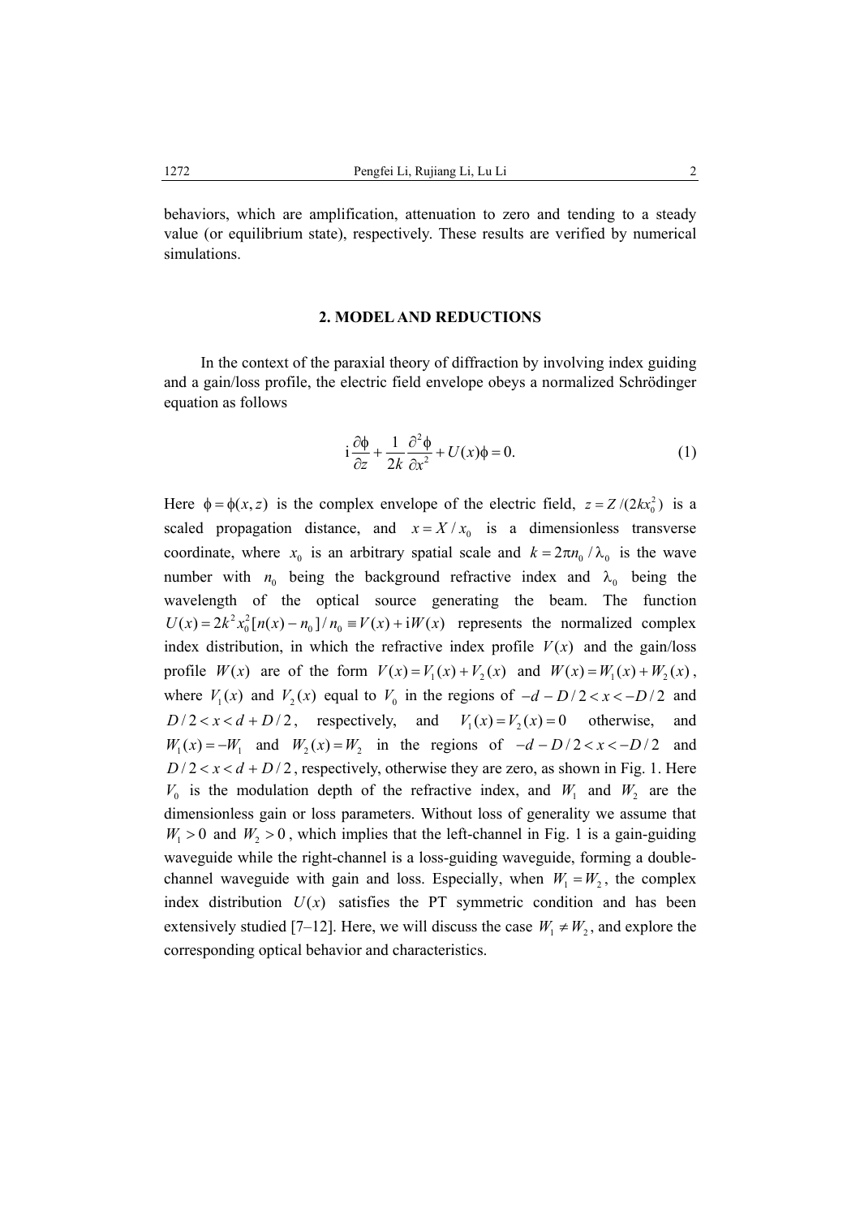behaviors, which are amplification, attenuation to zero and tending to a steady value (or equilibrium state), respectively. These results are verified by numerical simulations.

## 2. MODEL AND REDUCTIONS

In the context of the paraxial theory of diffraction by involving index guiding and a gain/loss profile, the electric field envelope obeys a normalized Schrödinger equation as follows

$$\mathrm{i}\frac{\partial \phi}{\partial z} + \frac{1}{2k}\frac{\partial^2 \phi}{\partial x^2} + U(x)\phi = 0. \tag{1}$$

Here $\phi = \phi(x,z)$ is the complex envelope of the electric field, $z = Z/(2kx_0^2)$ is a scaled propagation distance, and $x = X/x_0$ is a dimensionless transverse coordinate, where $x_0$ is an arbitrary spatial scale and $k = 2\pi n_0/\lambda_0$ is the wave number with $n_0$ being the background refractive index and $\lambda_0$ being the wavelength of the optical source generating the beam. The function $U(x) = 2k^2 x_0^2 [n(x) - n_0]/n_0 \equiv V(x) + \mathrm{i}W(x)$ represents the normalized complex index distribution, in which the refractive index profile $V(x)$ and the gain/loss profile $W(x)$ are of the form $V(x) = V_1(x) + V_2(x)$ and $W(x) = W_1(x) + W_2(x)$, where $V_1(x)$ and $V_2(x)$ equal to $V_0$ in the regions of $-d - D/2 < x < -D/2$ and $D/2 < x < d + D/2$, respectively, and $V_1(x) = V_2(x) = 0$ otherwise, and $W_1(x) = -W_1$ and $W_2(x) = W_2$ in the regions of $-d - D/2 < x < -D/2$ and $D/2 < x < d + D/2$, respectively, otherwise they are zero, as shown in Fig. 1. Here $V_0$ is the modulation depth of the refractive index, and $W_1$ and $W_2$ are the dimensionless gain or loss parameters. Without loss of generality we assume that $W_1 > 0$ and $W_2 > 0$, which implies that the left-channel in Fig. 1 is a gain-guiding waveguide while the right-channel is a loss-guiding waveguide, forming a double-channel waveguide with gain and loss. Especially, when $W_1 = W_2$, the complex index distribution $U(x)$ satisfies the PT symmetric condition and has been extensively studied [7–12]. Here, we will discuss the case $W_1 \neq W_2$, and explore the corresponding optical behavior and characteristics.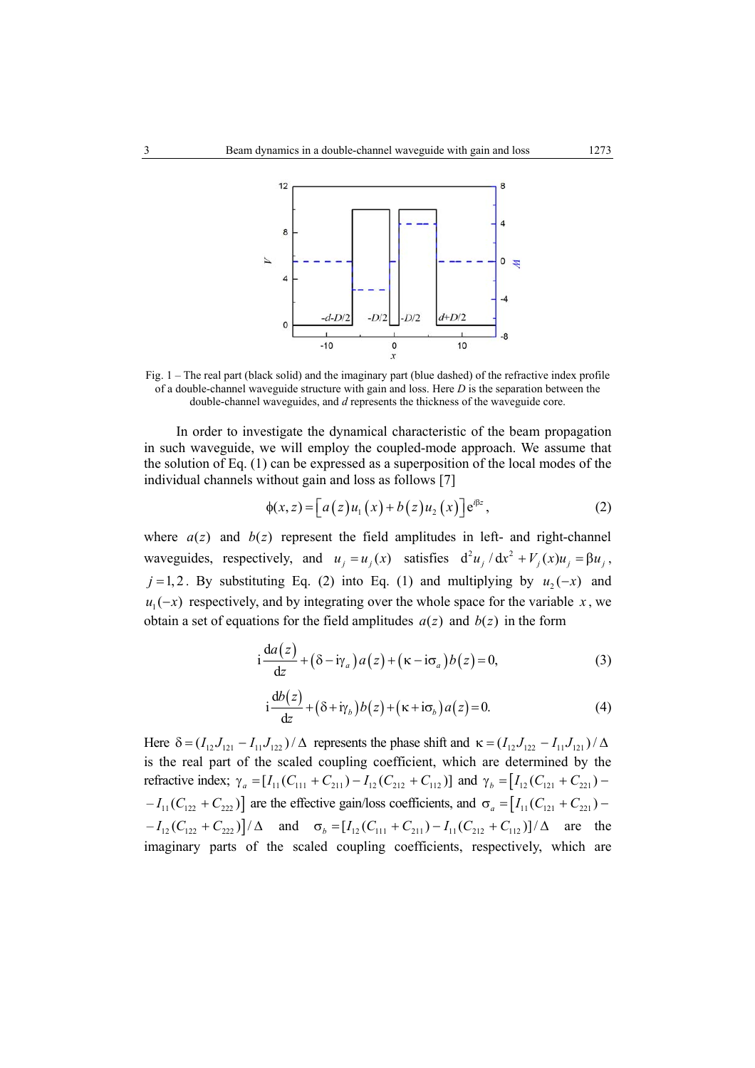Fig. 1 – The real part (black solid) and the imaginary part (blue dashed) of the refractive index profile of a double-channel waveguide structure with gain and loss. Here $D$ is the separation between the double-channel waveguides, and $d$ represents the thickness of the waveguide core.

In order to investigate the dynamical characteristic of the beam propagation in such waveguide, we will employ the coupled-mode approach. We assume that the solution of Eq. (1) can be expressed as a superposition of the local modes of the individual channels without gain and loss as follows [7]

$$\phi(x,z)=\left[a(z)u_1(x)+b(z)u_2(x)\right]e^{i\beta z}, \tag{2}$$

where $a(z)$ and $b(z)$ represent the field amplitudes in left- and right-channel waveguides, respectively, and $u_j=u_j(x)$ satisfies $\mathrm{d}^2u_j/\mathrm{d}x^2+V_j(x)u_j=\beta u_j$, $j=1,2$. By substituting Eq. (2) into Eq. (1) and multiplying by $u_2(-x)$ and $u_1(-x)$ respectively, and by integrating over the whole space for the variable $x$, we obtain a set of equations for the field amplitudes $a(z)$ and $b(z)$ in the form

$$\mathrm{i}\frac{\mathrm{d}a(z)}{\mathrm{d}z}+(\delta-\mathrm{i}\gamma_a)a(z)+(\kappa-\mathrm{i}\sigma_a)b(z)=0, \tag{3}$$

$$\mathrm{i}\frac{\mathrm{d}b(z)}{\mathrm{d}z}+(\delta+\mathrm{i}\gamma_b)b(z)+(\kappa+\mathrm{i}\sigma_b)a(z)=0. \tag{4}$$

Here $\delta=(I_{12}J_{121}-I_{11}J_{122})/\Delta$ represents the phase shift and $\kappa=(I_{12}J_{122}-I_{11}J_{121})/\Delta$ is the real part of the scaled coupling coefficient, which are determined by the refractive index; $\gamma_a=[I_{11}(C_{111}+C_{211})-I_{12}(C_{212}+C_{112})]$ and $\gamma_b=\left[I_{12}(C_{121}+C_{221})-\right.$ $\left.-I_{11}(C_{122}+C_{222})\right]$ are the effective gain/loss coefficients, and $\sigma_a=\left[I_{11}(C_{121}+C_{221})-\right.$ $\left.-I_{12}(C_{122}+C_{222})\right]/\Delta$ and $\sigma_b=[I_{12}(C_{111}+C_{211})-I_{11}(C_{212}+C_{112})]/\Delta$ are the imaginary parts of the scaled coupling coefficients, respectively, which are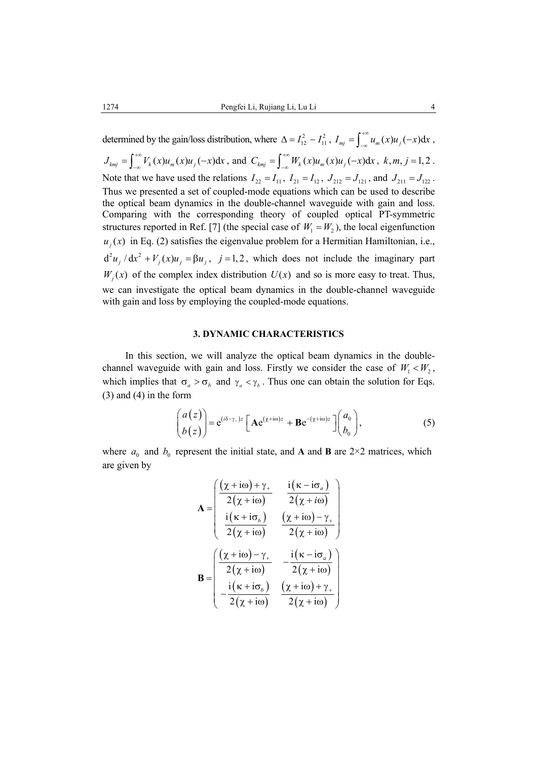determined by the gain/loss distribution, where $\Delta = I_{12}^2 - I_{11}^2$, $I_{mj} = \int_{-\infty}^{+\infty} u_m(x)u_j(-x)\mathrm{d}x$, $J_{kmj} = \int_{-\infty}^{+\infty} V_k(x)u_m(x)u_j(-x)\mathrm{d}x$, and $C_{kmj} = \int_{-\infty}^{+\infty} W_k(x)u_m(x)u_j(-x)\mathrm{d}x$, $k,m,j=1,2$. Note that we have used the relations $I_{22}=I_{11}$, $I_{21}=I_{12}$, $J_{212}=J_{121}$, and $J_{211}=J_{122}$. Thus we presented a set of coupled-mode equations which can be used to describe the optical beam dynamics in the double-channel waveguide with gain and loss. Comparing with the corresponding theory of coupled optical PT-symmetric structures reported in Ref. [7] (the special case of $W_1 = W_2$), the local eigenfunction $u_j(x)$ in Eq. (2) satisfies the eigenvalue problem for a Hermitian Hamiltonian, i.e., $\mathrm{d}^2u_j/\mathrm{d}x^2 + V_j(x)u_j = \beta u_j$, $j=1,2$, which does not include the imaginary part $W_j(x)$ of the complex index distribution $U(x)$ and so is more easy to treat. Thus, we can investigate the optical beam dynamics in the double-channel waveguide with gain and loss by employing the coupled-mode equations.

## 3. DYNAMIC CHARACTERISTICS

In this section, we will analyze the optical beam dynamics in the double-channel waveguide with gain and loss. Firstly we consider the case of $W_1 < W_2$, which implies that $\sigma_a > \sigma_b$ and $\gamma_a < \gamma_b$. Thus one can obtain the solution for Eqs. (3) and (4) in the form

$$\begin{pmatrix} a(z) \\ b(z) \end{pmatrix} = \mathrm{e}^{(i\delta-\gamma_-)z}\left[\mathbf{A}\mathrm{e}^{(\chi+\mathrm{i}\omega)z} + \mathbf{B}\mathrm{e}^{-(\chi+\mathrm{i}\omega)z}\right]\begin{pmatrix} a_0 \\ b_0 \end{pmatrix}, \tag{5}$$

where $a_0$ and $b_0$ represent the initial state, and $\mathbf{A}$ and $\mathbf{B}$ are 2×2 matrices, which are given by

$$\mathbf{A} = \begin{pmatrix} \dfrac{(\chi+\mathrm{i}\omega)+\gamma_+}{2(\chi+\mathrm{i}\omega)} & \dfrac{\mathrm{i}(\kappa-\mathrm{i}\sigma_a)}{2(\chi+i\omega)} \\ \dfrac{\mathrm{i}(\kappa+\mathrm{i}\sigma_b)}{2(\chi+\mathrm{i}\omega)} & \dfrac{(\chi+\mathrm{i}\omega)-\gamma_+}{2(\chi+\mathrm{i}\omega)} \end{pmatrix}$$

$$\mathbf{B} = \begin{pmatrix} \dfrac{(\chi+\mathrm{i}\omega)-\gamma_+}{2(\chi+\mathrm{i}\omega)} & -\dfrac{\mathrm{i}(\kappa-\mathrm{i}\sigma_a)}{2(\chi+\mathrm{i}\omega)} \\ -\dfrac{\mathrm{i}(\kappa+\mathrm{i}\sigma_b)}{2(\chi+\mathrm{i}\omega)} & \dfrac{(\chi+\mathrm{i}\omega)+\gamma_+}{2(\chi+\mathrm{i}\omega)} \end{pmatrix}$$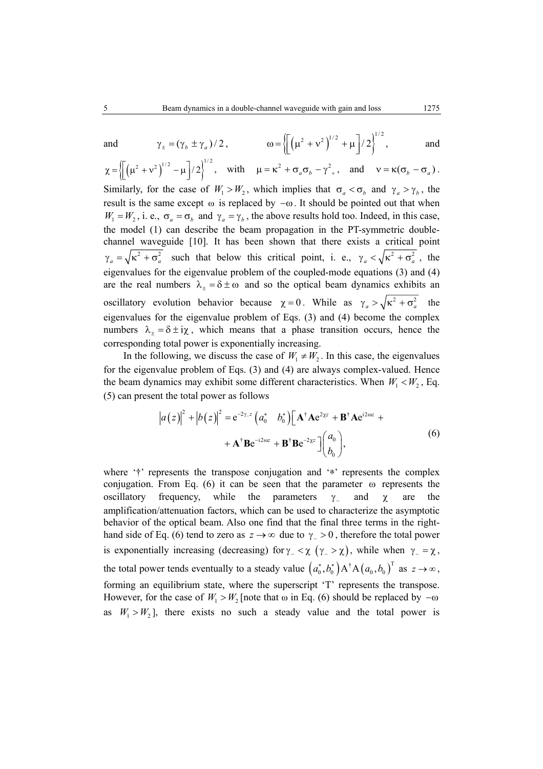and $\quad \gamma_{\pm} = (\gamma_b \pm \gamma_a)/2$, $\quad \omega = \left\{ \left[ \left( \mu^2 + \nu^2 \right)^{1/2} + \mu \right] / 2 \right\}^{1/2}$, $\quad$ and $\chi = \left\{ \left[ \left( \mu^2 + \nu^2 \right)^{1/2} - \mu \right] / 2 \right\}^{1/2}$, with $\mu = \kappa^2 + \sigma_a \sigma_b - \gamma_+^2$, and $\nu = \kappa(\sigma_b - \sigma_a)$. Similarly, for the case of $W_1 > W_2$, which implies that $\sigma_a < \sigma_b$ and $\gamma_a > \gamma_b$, the result is the same except $\omega$ is replaced by $-\omega$. It should be pointed out that when $W_1 = W_2$, i. e., $\sigma_a = \sigma_b$ and $\gamma_a = \gamma_b$, the above results hold too. Indeed, in this case, the model (1) can describe the beam propagation in the PT-symmetric double-channel waveguide [10]. It has been shown that there exists a critical point $\gamma_a = \sqrt{\kappa^2 + \sigma_a^2}$ such that below this critical point, i. e., $\gamma_a < \sqrt{\kappa^2 + \sigma_a^2}$, the eigenvalues for the eigenvalue problem of the coupled-mode equations (3) and (4) are the real numbers $\lambda_{\pm} = \delta \pm \omega$ and so the optical beam dynamics exhibits an oscillatory evolution behavior because $\chi = 0$. While as $\gamma_a > \sqrt{\kappa^2 + \sigma_a^2}$ the eigenvalues for the eigenvalue problem of Eqs. (3) and (4) become the complex numbers $\lambda_{\pm} = \delta \pm \mathrm{i}\chi$, which means that a phase transition occurs, hence the corresponding total power is exponentially increasing.

In the following, we discuss the case of $W_1 \neq W_2$. In this case, the eigenvalues for the eigenvalue problem of Eqs. (3) and (4) are always complex-valued. Hence the beam dynamics may exhibit some different characteristics. When $W_1 < W_2$, Eq. (5) can present the total power as follows

$$
\begin{aligned}
|a(z)|^2 + |b(z)|^2 = \mathrm{e}^{-2\gamma_- z} \begin{pmatrix} a_0^* & b_0^* \end{pmatrix} \Big[ & \mathbf{A}^\dagger \mathbf{A} \mathrm{e}^{2\chi z} + \mathbf{B}^\dagger \mathbf{A} \mathrm{e}^{\mathrm{i}2\omega z} + \\
& + \mathbf{A}^\dagger \mathbf{B} \mathrm{e}^{-\mathrm{i}2\omega z} + \mathbf{B}^\dagger \mathbf{B} \mathrm{e}^{-2\chi z} \Big] \begin{pmatrix} a_0 \\ b_0 \end{pmatrix},
\end{aligned}
\tag{6}
$$

where '†' represents the transpose conjugation and '∗' represents the complex conjugation. From Eq. (6) it can be seen that the parameter $\omega$ represents the oscillatory frequency, while the parameters $\gamma_-$ and $\chi$ are the amplification/attenuation factors, which can be used to characterize the asymptotic behavior of the optical beam. Also one find that the final three terms in the right-hand side of Eq. (6) tend to zero as $z \to \infty$ due to $\gamma_- > 0$, therefore the total power is exponentially increasing (decreasing) for $\gamma_- < \chi$ $(\gamma_- > \chi)$, while when $\gamma_- = \chi$, the total power tends eventually to a steady value $\left(a_0^*, b_0^*\right) \mathrm{A}^\dagger \mathrm{A} \left(a_0, b_0\right)^{\mathrm{T}}$ as $z \to \infty$, forming an equilibrium state, where the superscript 'T' represents the transpose. However, for the case of $W_1 > W_2$ [note that $\omega$ in Eq. (6) should be replaced by $-\omega$ as $W_1 > W_2$], there exists no such a steady value and the total power is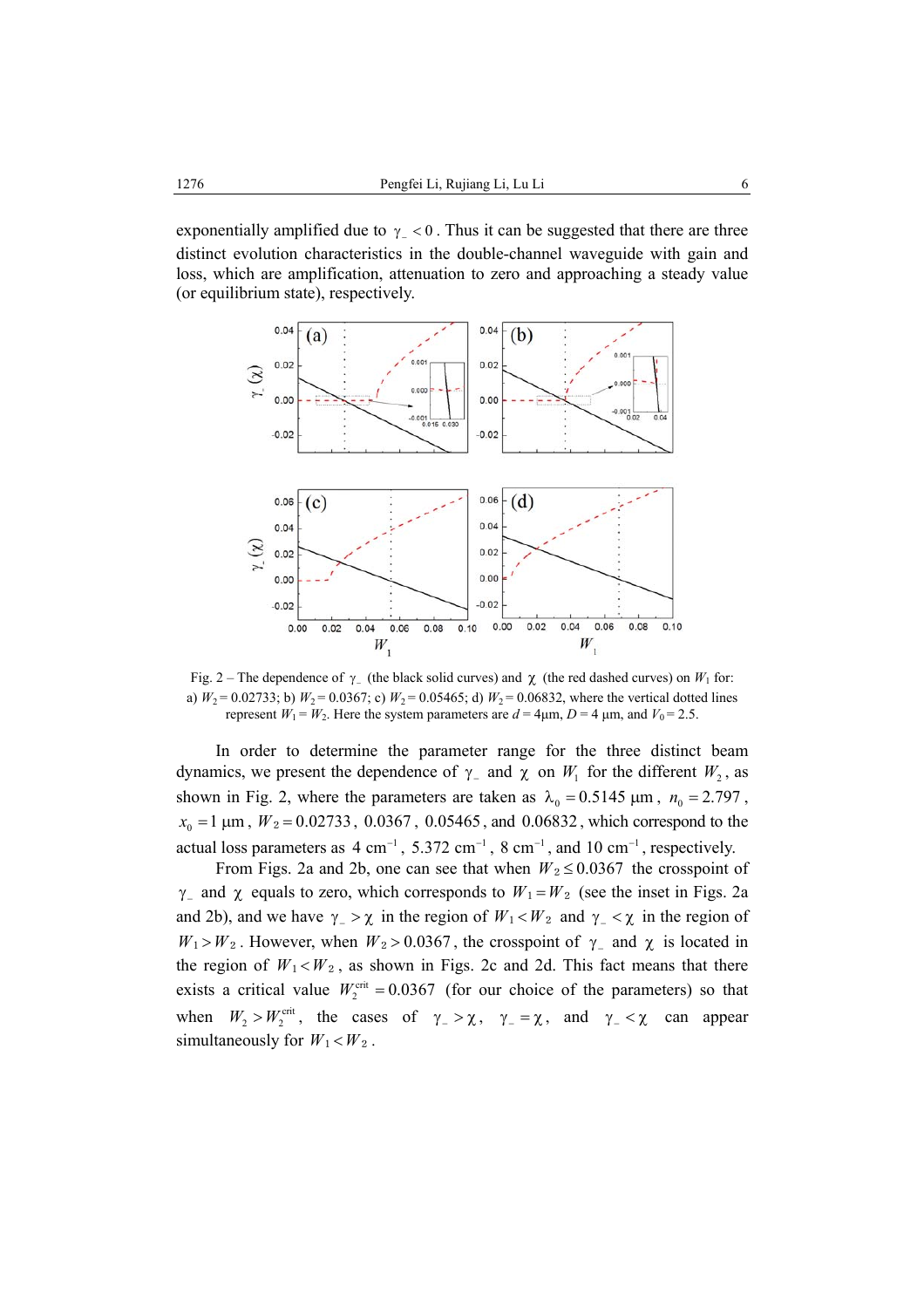exponentially amplified due to $\gamma_- < 0$. Thus it can be suggested that there are three distinct evolution characteristics in the double-channel waveguide with gain and loss, which are amplification, attenuation to zero and approaching a steady value (or equilibrium state), respectively.

Fig. 2 – The dependence of $\gamma_-$ (the black solid curves) and $\chi$ (the red dashed curves) on $W_1$ for: a) $W_2 = 0.02733$; b) $W_2 = 0.0367$; c) $W_2 = 0.05465$; d) $W_2 = 0.06832$, where the vertical dotted lines represent $W_1 = W_2$. Here the system parameters are $d = 4$μm, $D = 4$ μm, and $V_0 = 2.5$.

In order to determine the parameter range for the three distinct beam dynamics, we present the dependence of $\gamma_-$ and $\chi$ on $W_1$ for the different $W_2$, as shown in Fig. 2, where the parameters are taken as $\lambda_0 = 0.5145$ μm, $n_0 = 2.797$, $x_0 = 1$ μm, $W_2 = 0.02733$, $0.0367$, $0.05465$, and $0.06832$, which correspond to the actual loss parameters as $4\ \text{cm}^{-1}$, $5.372\ \text{cm}^{-1}$, $8\ \text{cm}^{-1}$, and $10\ \text{cm}^{-1}$, respectively.

From Figs. 2a and 2b, one can see that when $W_2 \le 0.0367$ the crosspoint of $\gamma_-$ and $\chi$ equals to zero, which corresponds to $W_1 = W_2$ (see the inset in Figs. 2a and 2b), and we have $\gamma_- > \chi$ in the region of $W_1 < W_2$ and $\gamma_- < \chi$ in the region of $W_1 > W_2$. However, when $W_2 > 0.0367$, the crosspoint of $\gamma_-$ and $\chi$ is located in the region of $W_1 < W_2$, as shown in Figs. 2c and 2d. This fact means that there exists a critical value $W_2^{\text{crit}} = 0.0367$ (for our choice of the parameters) so that when $W_2 > W_2^{\text{crit}}$, the cases of $\gamma_- > \chi$, $\gamma_- = \chi$, and $\gamma_- < \chi$ can appear simultaneously for $W_1 < W_2$.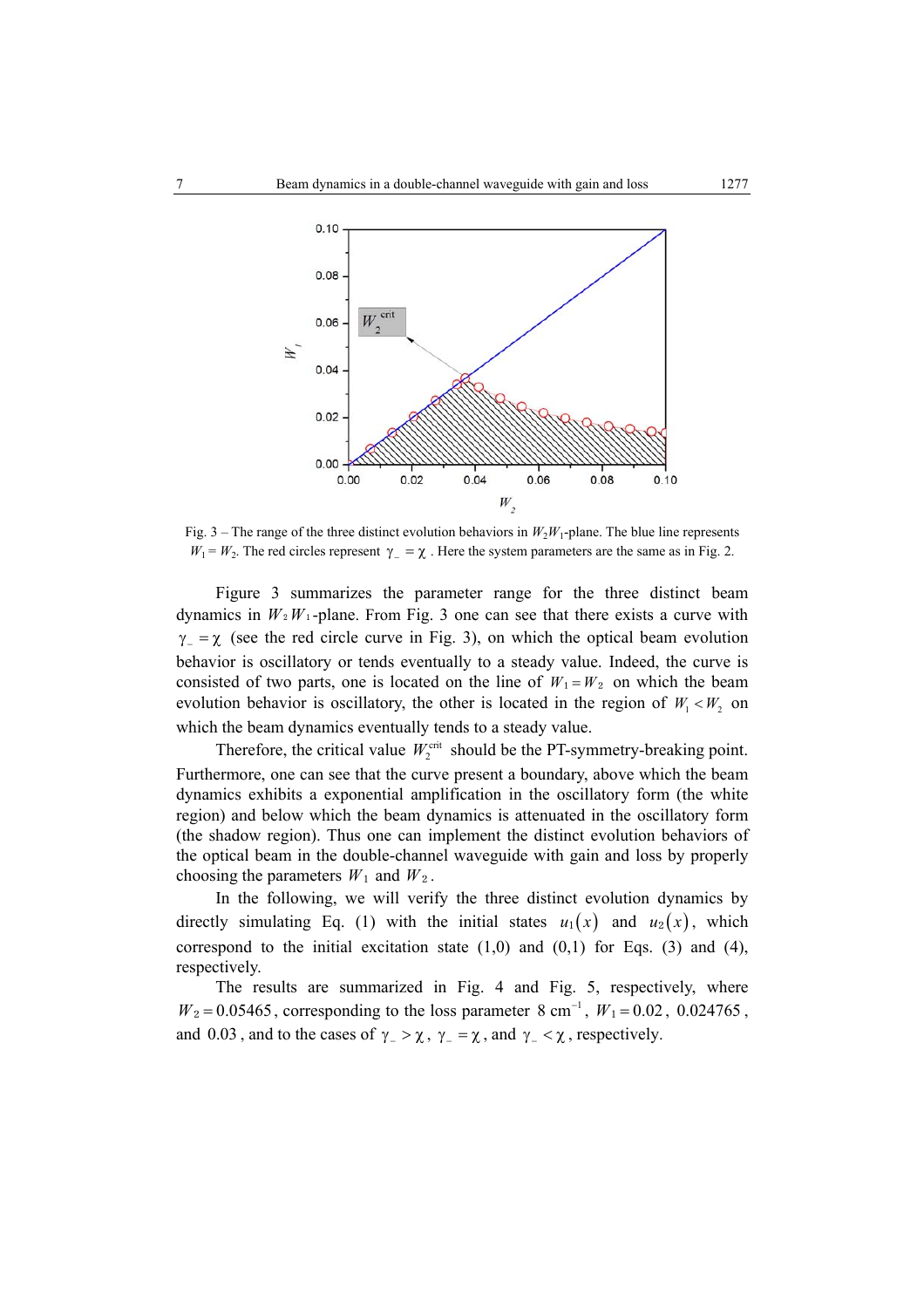Fig. 3 – The range of the three distinct evolution behaviors in $W_2W_1$-plane. The blue line represents $W_1 = W_2$. The red circles represent $\gamma_- = \chi$. Here the system parameters are the same as in Fig. 2.

Figure 3 summarizes the parameter range for the three distinct beam dynamics in $W_2W_1$-plane. From Fig. 3 one can see that there exists a curve with $\gamma_- = \chi$ (see the red circle curve in Fig. 3), on which the optical beam evolution behavior is oscillatory or tends eventually to a steady value. Indeed, the curve is consisted of two parts, one is located on the line of $W_1 = W_2$ on which the beam evolution behavior is oscillatory, the other is located in the region of $W_1 < W_2$ on which the beam dynamics eventually tends to a steady value.

Therefore, the critical value $W_2^{\text{crit}}$ should be the PT-symmetry-breaking point. Furthermore, one can see that the curve present a boundary, above which the beam dynamics exhibits a exponential amplification in the oscillatory form (the white region) and below which the beam dynamics is attenuated in the oscillatory form (the shadow region). Thus one can implement the distinct evolution behaviors of the optical beam in the double-channel waveguide with gain and loss by properly choosing the parameters $W_1$ and $W_2$.

In the following, we will verify the three distinct evolution dynamics by directly simulating Eq. (1) with the initial states $u_1(x)$ and $u_2(x)$, which correspond to the initial excitation state (1,0) and (0,1) for Eqs. (3) and (4), respectively.

The results are summarized in Fig. 4 and Fig. 5, respectively, where $W_2 = 0.05465$, corresponding to the loss parameter $8\ \text{cm}^{-1}$, $W_1 = 0.02$, $0.024765$, and $0.03$, and to the cases of $\gamma_- > \chi$, $\gamma_- = \chi$, and $\gamma_- < \chi$, respectively.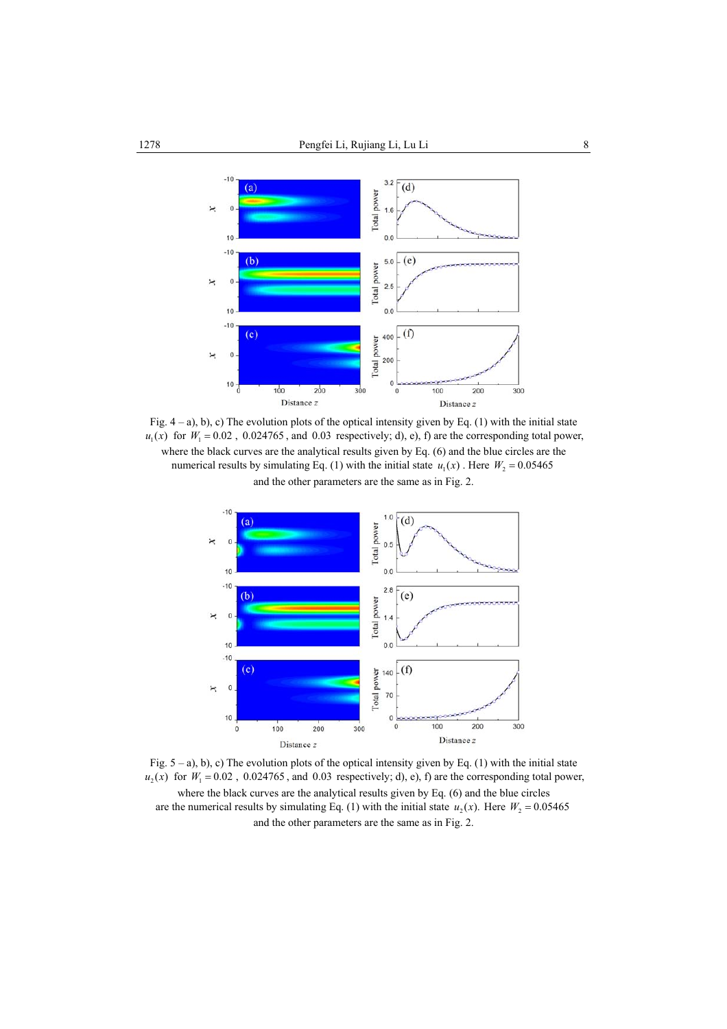Fig. 4 – a), b), c) The evolution plots of the optical intensity given by Eq. (1) with the initial state $u_1(x)$ for $W_1 = 0.02$, $0.024765$, and $0.03$ respectively; d), e), f) are the corresponding total power, where the black curves are the analytical results given by Eq. (6) and the blue circles are the numerical results by simulating Eq. (1) with the initial state $u_1(x)$. Here $W_2 = 0.05465$ and the other parameters are the same as in Fig. 2.

Fig. 5 – a), b), c) The evolution plots of the optical intensity given by Eq. (1) with the initial state $u_2(x)$ for $W_1 = 0.02$, $0.024765$, and $0.03$ respectively; d), e), f) are the corresponding total power, where the black curves are the analytical results given by Eq. (6) and the blue circles are the numerical results by simulating Eq. (1) with the initial state $u_2(x)$. Here $W_2 = 0.05465$ and the other parameters are the same as in Fig. 2.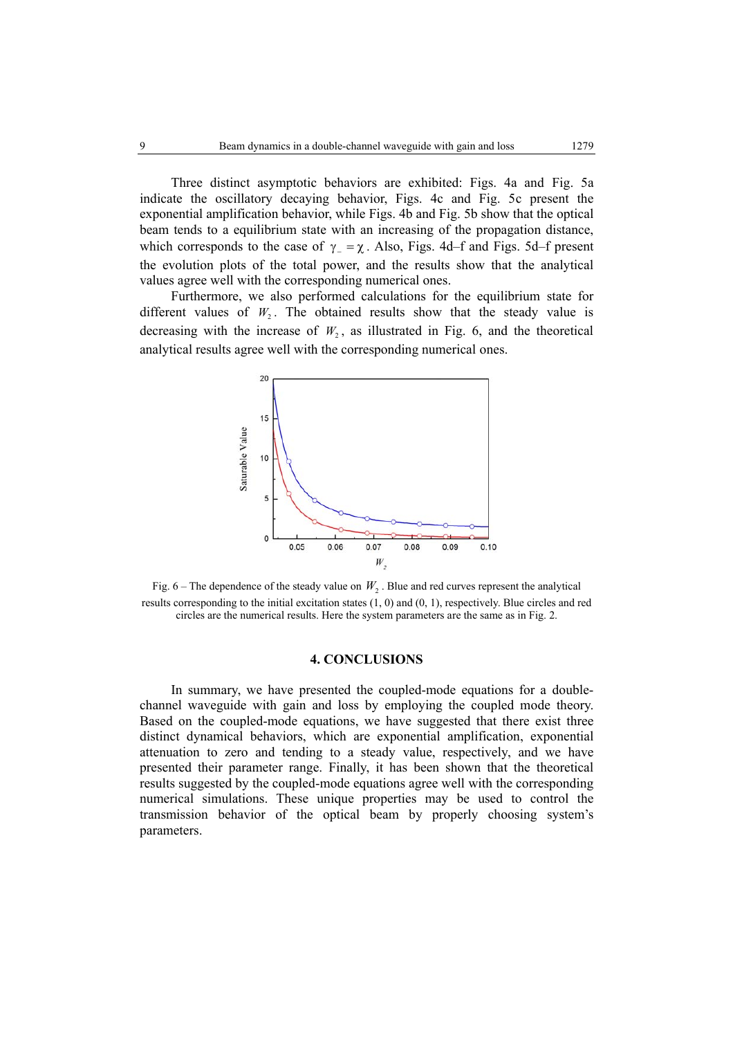Three distinct asymptotic behaviors are exhibited: Figs. 4a and Fig. 5a indicate the oscillatory decaying behavior, Figs. 4c and Fig. 5c present the exponential amplification behavior, while Figs. 4b and Fig. 5b show that the optical beam tends to a equilibrium state with an increasing of the propagation distance, which corresponds to the case of $\gamma_- = \chi$. Also, Figs. 4d–f and Figs. 5d–f present the evolution plots of the total power, and the results show that the analytical values agree well with the corresponding numerical ones.

Furthermore, we also performed calculations for the equilibrium state for different values of $W_2$. The obtained results show that the steady value is decreasing with the increase of $W_2$, as illustrated in Fig. 6, and the theoretical analytical results agree well with the corresponding numerical ones.

Fig. 6 – The dependence of the steady value on $W_2$. Blue and red curves represent the analytical results corresponding to the initial excitation states (1, 0) and (0, 1), respectively. Blue circles and red circles are the numerical results. Here the system parameters are the same as in Fig. 2.

## 4. CONCLUSIONS

In summary, we have presented the coupled-mode equations for a double-channel waveguide with gain and loss by employing the coupled mode theory. Based on the coupled-mode equations, we have suggested that there exist three distinct dynamical behaviors, which are exponential amplification, exponential attenuation to zero and tending to a steady value, respectively, and we have presented their parameter range. Finally, it has been shown that the theoretical results suggested by the coupled-mode equations agree well with the corresponding numerical simulations. These unique properties may be used to control the transmission behavior of the optical beam by properly choosing system's parameters.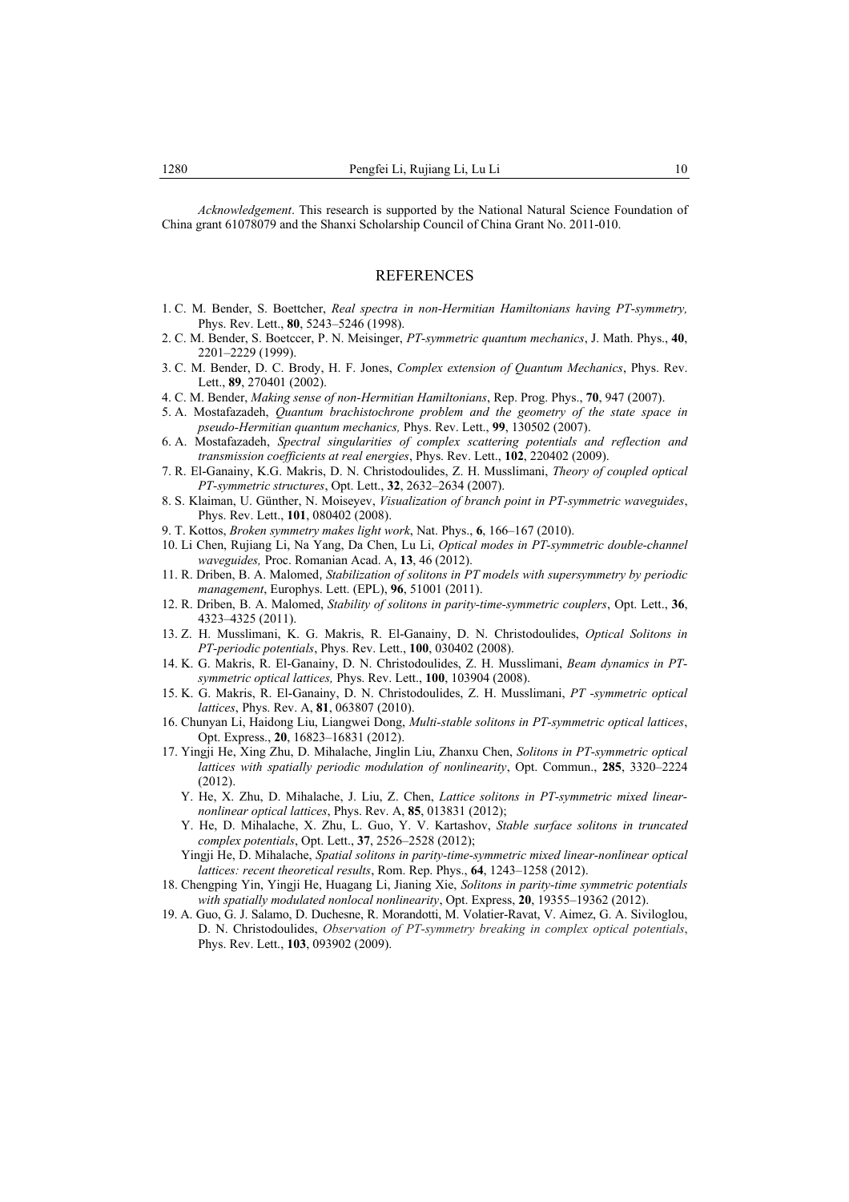*Acknowledgement*. This research is supported by the National Natural Science Foundation of China grant 61078079 and the Shanxi Scholarship Council of China Grant No. 2011-010.

## REFERENCES

1. C. M. Bender, S. Boettcher, *Real spectra in non-Hermitian Hamiltonians having PT-symmetry,* Phys. Rev. Lett., **80**, 5243–5246 (1998).
2. C. M. Bender, S. Boetccer, P. N. Meisinger, *PT-symmetric quantum mechanics*, J. Math. Phys., **40**, 2201–2229 (1999).
3. C. M. Bender, D. C. Brody, H. F. Jones, *Complex extension of Quantum Mechanics*, Phys. Rev. Lett., **89**, 270401 (2002).
4. C. M. Bender, *Making sense of non-Hermitian Hamiltonians*, Rep. Prog. Phys., **70**, 947 (2007).
5. A. Mostafazadeh, *Quantum brachistochrone problem and the geometry of the state space in pseudo-Hermitian quantum mechanics,* Phys. Rev. Lett., **99**, 130502 (2007).
6. A. Mostafazadeh, *Spectral singularities of complex scattering potentials and reflection and transmission coefficients at real energies*, Phys. Rev. Lett., **102**, 220402 (2009).
7. R. El-Ganainy, K.G. Makris, D. N. Christodoulides, Z. H. Musslimani, *Theory of coupled optical PT-symmetric structures*, Opt. Lett., **32**, 2632–2634 (2007).
8. S. Klaiman, U. Günther, N. Moiseyev, *Visualization of branch point in PT-symmetric waveguides*, Phys. Rev. Lett., **101**, 080402 (2008).
9. T. Kottos, *Broken symmetry makes light work*, Nat. Phys., **6**, 166–167 (2010).
10. Li Chen, Rujiang Li, Na Yang, Da Chen, Lu Li, *Optical modes in PT-symmetric double-channel waveguides,* Proc. Romanian Acad. A, **13**, 46 (2012).
11. R. Driben, B. A. Malomed, *Stabilization of solitons in PT models with supersymmetry by periodic management*, Europhys. Lett. (EPL), **96**, 51001 (2011).
12. R. Driben, B. A. Malomed, *Stability of solitons in parity-time-symmetric couplers*, Opt. Lett., **36**, 4323–4325 (2011).
13. Z. H. Musslimani, K. G. Makris, R. El-Ganainy, D. N. Christodoulides, *Optical Solitons in PT-periodic potentials*, Phys. Rev. Lett., **100**, 030402 (2008).
14. K. G. Makris, R. El-Ganainy, D. N. Christodoulides, Z. H. Musslimani, *Beam dynamics in PT-symmetric optical lattices,* Phys. Rev. Lett., **100**, 103904 (2008).
15. K. G. Makris, R. El-Ganainy, D. N. Christodoulides, Z. H. Musslimani, *PT -symmetric optical lattices*, Phys. Rev. A, **81**, 063807 (2010).
16. Chunyan Li, Haidong Liu, Liangwei Dong, *Multi-stable solitons in PT-symmetric optical lattices*, Opt. Express., **20**, 16823–16831 (2012).
17. Yingji He, Xing Zhu, D. Mihalache, Jinglin Liu, Zhanxu Chen, *Solitons in PT-symmetric optical lattices with spatially periodic modulation of nonlinearity*, Opt. Commun., **285**, 3320–2224 (2012).

    Y. He, X. Zhu, D. Mihalache, J. Liu, Z. Chen, *Lattice solitons in PT-symmetric mixed linear-nonlinear optical lattices*, Phys. Rev. A, **85**, 013831 (2012);

    Y. He, D. Mihalache, X. Zhu, L. Guo, Y. V. Kartashov, *Stable surface solitons in truncated complex potentials*, Opt. Lett., **37**, 2526–2528 (2012);

    Yingji He, D. Mihalache, *Spatial solitons in parity-time-symmetric mixed linear-nonlinear optical lattices: recent theoretical results*, Rom. Rep. Phys., **64**, 1243–1258 (2012).
18. Chengping Yin, Yingji He, Huagang Li, Jianing Xie, *Solitons in parity-time symmetric potentials with spatially modulated nonlocal nonlinearity*, Opt. Express, **20**, 19355–19362 (2012).
19. A. Guo, G. J. Salamo, D. Duchesne, R. Morandotti, M. Volatier-Ravat, V. Aimez, G. A. Siviloglou, D. N. Christodoulides, *Observation of PT-symmetry breaking in complex optical potentials*, Phys. Rev. Lett., **103**, 093902 (2009).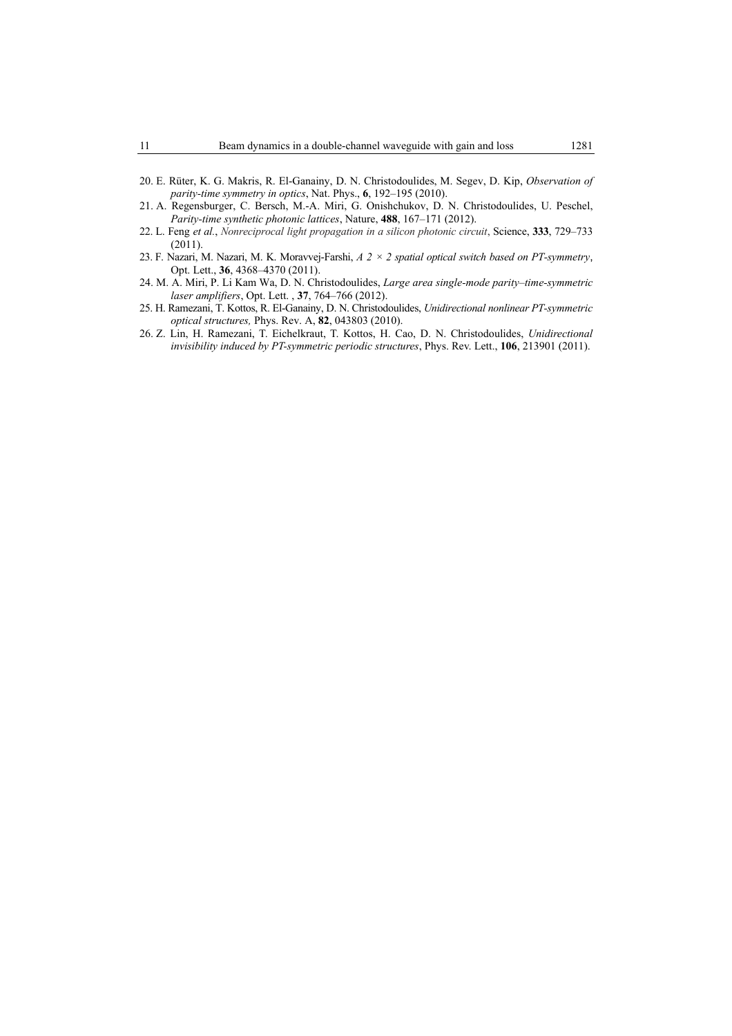20. E. Rüter, K. G. Makris, R. El-Ganainy, D. N. Christodoulides, M. Segev, D. Kip, *Observation of parity-time symmetry in optics*, Nat. Phys., **6**, 192–195 (2010).
21. A. Regensburger, C. Bersch, M.-A. Miri, G. Onishchukov, D. N. Christodoulides, U. Peschel, *Parity-time synthetic photonic lattices*, Nature, **488**, 167–171 (2012).
22. L. Feng *et al.*, *Nonreciprocal light propagation in a silicon photonic circuit*, Science, **333**, 729–733 (2011).
23. F. Nazari, M. Nazari, M. K. Moravvej-Farshi, *A 2 × 2 spatial optical switch based on PT-symmetry*, Opt. Lett., **36**, 4368–4370 (2011).
24. M. A. Miri, P. Li Kam Wa, D. N. Christodoulides, *Large area single-mode parity–time-symmetric laser amplifiers*, Opt. Lett. , **37**, 764–766 (2012).
25. H. Ramezani, T. Kottos, R. El-Ganainy, D. N. Christodoulides, *Unidirectional nonlinear PT-symmetric optical structures,* Phys. Rev. A, **82**, 043803 (2010).
26. Z. Lin, H. Ramezani, T. Eichelkraut, T. Kottos, H. Cao, D. N. Christodoulides, *Unidirectional invisibility induced by PT-symmetric periodic structures*, Phys. Rev. Lett., **106**, 213901 (2011).